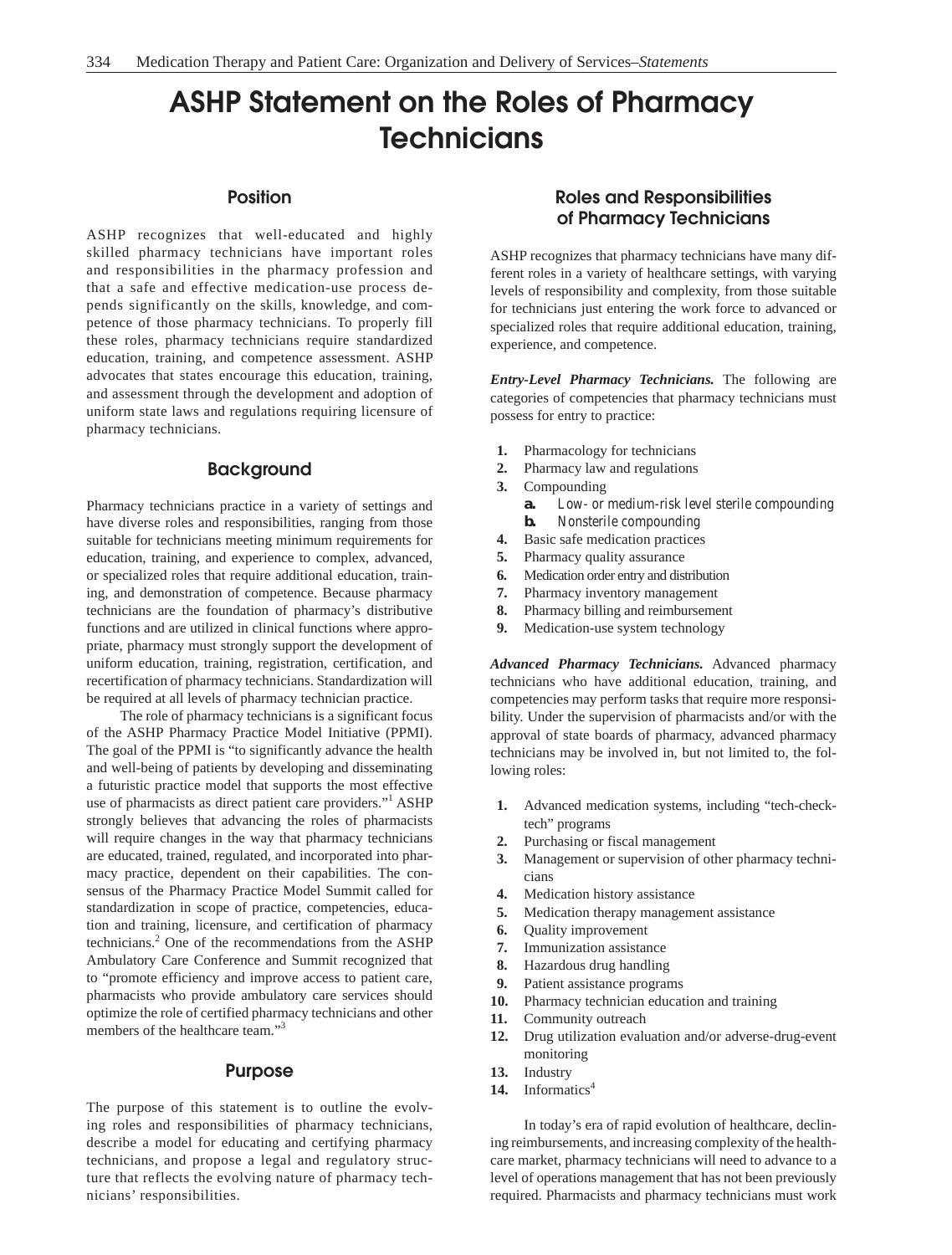# ASHP Statement on the Roles of Pharmacy Technicians

## Position

ASHP recognizes that well-educated and highly skilled pharmacy technicians have important roles and responsibilities in the pharmacy profession and that a safe and effective medication-use process depends significantly on the skills, knowledge, and competence of those pharmacy technicians. To properly fill these roles, pharmacy technicians require standardized education, training, and competence assessment. ASHP advocates that states encourage this education, training, and assessment through the development and adoption of uniform state laws and regulations requiring licensure of pharmacy technicians.

## Background

Pharmacy technicians practice in a variety of settings and have diverse roles and responsibilities, ranging from those suitable for technicians meeting minimum requirements for education, training, and experience to complex, advanced, or specialized roles that require additional education, training, and demonstration of competence. Because pharmacy technicians are the foundation of pharmacy's distributive functions and are utilized in clinical functions where appropriate, pharmacy must strongly support the development of uniform education, training, registration, certification, and recertification of pharmacy technicians. Standardization will be required at all levels of pharmacy technician practice.

The role of pharmacy technicians is a significant focus of the ASHP Pharmacy Practice Model Initiative (PPMI). The goal of the PPMI is "to significantly advance the health and well-being of patients by developing and disseminating a futuristic practice model that supports the most effective use of pharmacists as direct patient care providers."[1] ASHP strongly believes that advancing the roles of pharmacists will require changes in the way that pharmacy technicians are educated, trained, regulated, and incorporated into pharmacy practice, dependent on their capabilities. The consensus of the Pharmacy Practice Model Summit called for standardization in scope of practice, competencies, education and training, licensure, and certification of pharmacy technicians.[2] One of the recommendations from the ASHP Ambulatory Care Conference and Summit recognized that to "promote efficiency and improve access to patient care, pharmacists who provide ambulatory care services should optimize the role of certified pharmacy technicians and other members of the healthcare team."[3]

## Purpose

The purpose of this statement is to outline the evolving roles and responsibilities of pharmacy technicians, describe a model for educating and certifying pharmacy technicians, and propose a legal and regulatory structure that reflects the evolving nature of pharmacy technicians' responsibilities.

## Roles and Responsibilities of Pharmacy Technicians

ASHP recognizes that pharmacy technicians have many different roles in a variety of healthcare settings, with varying levels of responsibility and complexity, from those suitable for technicians just entering the work force to advanced or specialized roles that require additional education, training, experience, and competence.

***Entry-Level Pharmacy Technicians.*** The following are categories of competencies that pharmacy technicians must possess for entry to practice:

1. Pharmacology for technicians
2. Pharmacy law and regulations
3. Compounding
   a. Low- or medium-risk level sterile compounding
   b. Nonsterile compounding
4. Basic safe medication practices
5. Pharmacy quality assurance
6. Medication order entry and distribution
7. Pharmacy inventory management
8. Pharmacy billing and reimbursement
9. Medication-use system technology

***Advanced Pharmacy Technicians.*** Advanced pharmacy technicians who have additional education, training, and competencies may perform tasks that require more responsibility. Under the supervision of pharmacists and/or with the approval of state boards of pharmacy, advanced pharmacy technicians may be involved in, but not limited to, the following roles:

1. Advanced medication systems, including "tech-check-tech" programs
2. Purchasing or fiscal management
3. Management or supervision of other pharmacy technicians
4. Medication history assistance
5. Medication therapy management assistance
6. Quality improvement
7. Immunization assistance
8. Hazardous drug handling
9. Patient assistance programs
10. Pharmacy technician education and training
11. Community outreach
12. Drug utilization evaluation and/or adverse-drug-event monitoring
13. Industry
14. Informatics[4]

In today's era of rapid evolution of healthcare, declining reimbursements, and increasing complexity of the healthcare market, pharmacy technicians will need to advance to a level of operations management that has not been previously required. Pharmacists and pharmacy technicians must work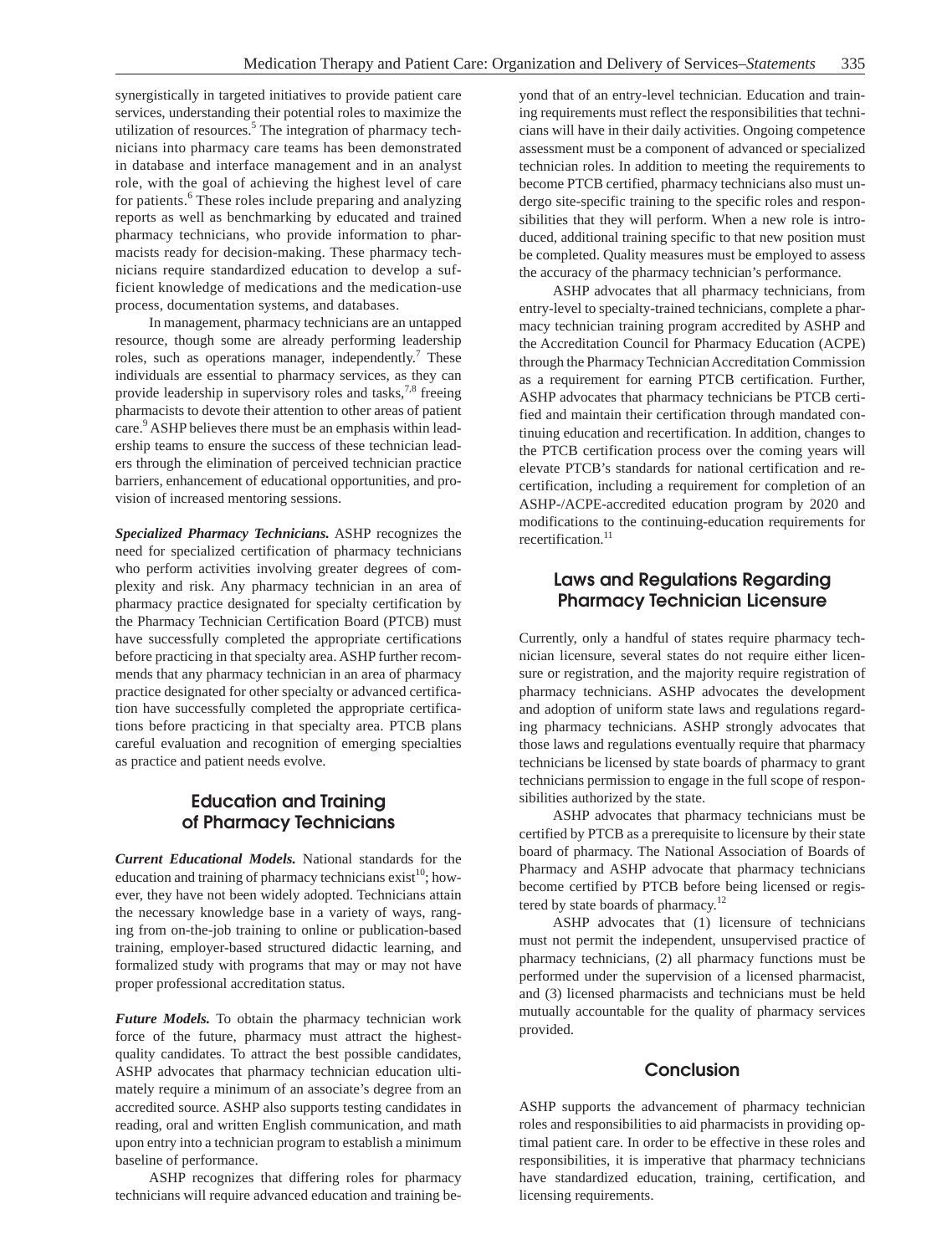synergistically in targeted initiatives to provide patient care services, understanding their potential roles to maximize the utilization of resources.[5] The integration of pharmacy technicians into pharmacy care teams has been demonstrated in database and interface management and in an analyst role, with the goal of achieving the highest level of care for patients.[6] These roles include preparing and analyzing reports as well as benchmarking by educated and trained pharmacy technicians, who provide information to pharmacists ready for decision-making. These pharmacy technicians require standardized education to develop a sufficient knowledge of medications and the medication-use process, documentation systems, and databases.

In management, pharmacy technicians are an untapped resource, though some are already performing leadership roles, such as operations manager, independently.[7] These individuals are essential to pharmacy services, as they can provide leadership in supervisory roles and tasks,[7,8] freeing pharmacists to devote their attention to other areas of patient care.[9] ASHP believes there must be an emphasis within leadership teams to ensure the success of these technician leaders through the elimination of perceived technician practice barriers, enhancement of educational opportunities, and provision of increased mentoring sessions.

***Specialized Pharmacy Technicians.*** ASHP recognizes the need for specialized certification of pharmacy technicians who perform activities involving greater degrees of complexity and risk. Any pharmacy technician in an area of pharmacy practice designated for specialty certification by the Pharmacy Technician Certification Board (PTCB) must have successfully completed the appropriate certifications before practicing in that specialty area. ASHP further recommends that any pharmacy technician in an area of pharmacy practice designated for other specialty or advanced certification have successfully completed the appropriate certifications before practicing in that specialty area. PTCB plans careful evaluation and recognition of emerging specialties as practice and patient needs evolve.

## Education and Training of Pharmacy Technicians

***Current Educational Models.*** National standards for the education and training of pharmacy technicians exist[10]; however, they have not been widely adopted. Technicians attain the necessary knowledge base in a variety of ways, ranging from on-the-job training to online or publication-based training, employer-based structured didactic learning, and formalized study with programs that may or may not have proper professional accreditation status.

***Future Models.*** To obtain the pharmacy technician work force of the future, pharmacy must attract the highest-quality candidates. To attract the best possible candidates, ASHP advocates that pharmacy technician education ultimately require a minimum of an associate's degree from an accredited source. ASHP also supports testing candidates in reading, oral and written English communication, and math upon entry into a technician program to establish a minimum baseline of performance.

ASHP recognizes that differing roles for pharmacy technicians will require advanced education and training beyond that of an entry-level technician. Education and training requirements must reflect the responsibilities that technicians will have in their daily activities. Ongoing competence assessment must be a component of advanced or specialized technician roles. In addition to meeting the requirements to become PTCB certified, pharmacy technicians also must undergo site-specific training to the specific roles and responsibilities that they will perform. When a new role is introduced, additional training specific to that new position must be completed. Quality measures must be employed to assess the accuracy of the pharmacy technician's performance.

ASHP advocates that all pharmacy technicians, from entry-level to specialty-trained technicians, complete a pharmacy technician training program accredited by ASHP and the Accreditation Council for Pharmacy Education (ACPE) through the Pharmacy Technician Accreditation Commission as a requirement for earning PTCB certification. Further, ASHP advocates that pharmacy technicians be PTCB certified and maintain their certification through mandated continuing education and recertification. In addition, changes to the PTCB certification process over the coming years will elevate PTCB's standards for national certification and recertification, including a requirement for completion of an ASHP-/ACPE-accredited education program by 2020 and modifications to the continuing-education requirements for recertification.[11]

## Laws and Regulations Regarding Pharmacy Technician Licensure

Currently, only a handful of states require pharmacy technician licensure, several states do not require either licensure or registration, and the majority require registration of pharmacy technicians. ASHP advocates the development and adoption of uniform state laws and regulations regarding pharmacy technicians. ASHP strongly advocates that those laws and regulations eventually require that pharmacy technicians be licensed by state boards of pharmacy to grant technicians permission to engage in the full scope of responsibilities authorized by the state.

ASHP advocates that pharmacy technicians must be certified by PTCB as a prerequisite to licensure by their state board of pharmacy. The National Association of Boards of Pharmacy and ASHP advocate that pharmacy technicians become certified by PTCB before being licensed or registered by state boards of pharmacy.[12]

ASHP advocates that (1) licensure of technicians must not permit the independent, unsupervised practice of pharmacy technicians, (2) all pharmacy functions must be performed under the supervision of a licensed pharmacist, and (3) licensed pharmacists and technicians must be held mutually accountable for the quality of pharmacy services provided.

## Conclusion

ASHP supports the advancement of pharmacy technician roles and responsibilities to aid pharmacists in providing optimal patient care. In order to be effective in these roles and responsibilities, it is imperative that pharmacy technicians have standardized education, training, certification, and licensing requirements.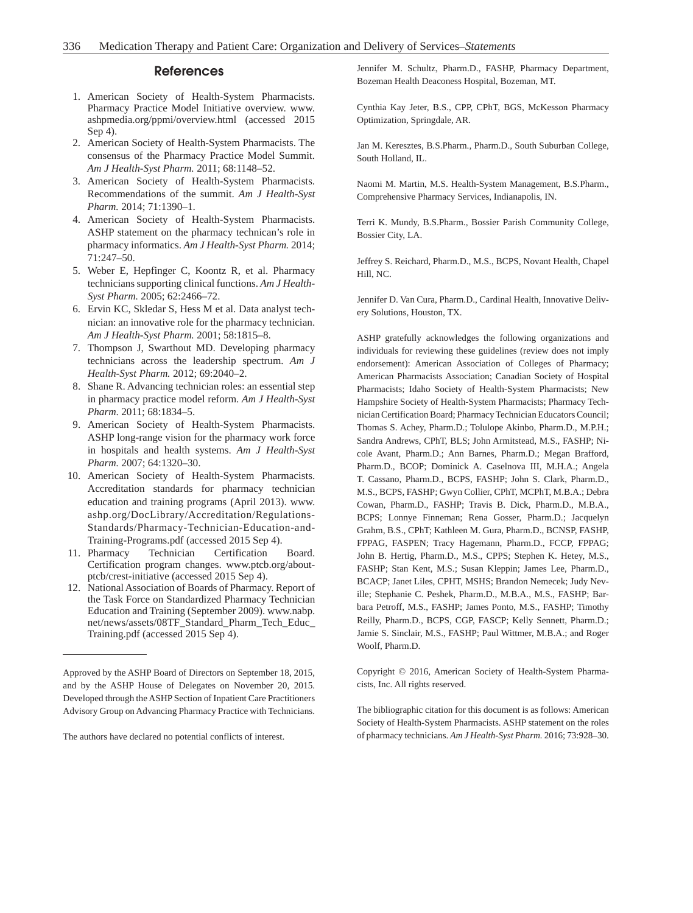## References

1. American Society of Health-System Pharmacists. Pharmacy Practice Model Initiative overview. www.ashpmedia.org/ppmi/overview.html (accessed 2015 Sep 4).
2. American Society of Health-System Pharmacists. The consensus of the Pharmacy Practice Model Summit. *Am J Health-Syst Pharm.* 2011; 68:1148–52.
3. American Society of Health-System Pharmacists. Recommendations of the summit. *Am J Health-Syst Pharm.* 2014; 71:1390–1.
4. American Society of Health-System Pharmacists. ASHP statement on the pharmacy technican's role in pharmacy informatics. *Am J Health-Syst Pharm.* 2014; 71:247–50.
5. Weber E, Hepfinger C, Koontz R, et al. Pharmacy technicians supporting clinical functions. *Am J Health-Syst Pharm.* 2005; 62:2466–72.
6. Ervin KC, Skledar S, Hess M et al. Data analyst technician: an innovative role for the pharmacy technician. *Am J Health-Syst Pharm.* 2001; 58:1815–8.
7. Thompson J, Swarthout MD. Developing pharmacy technicians across the leadership spectrum. *Am J Health-Syst Pharm.* 2012; 69:2040–2.
8. Shane R. Advancing technician roles: an essential step in pharmacy practice model reform. *Am J Health-Syst Pharm*. 2011; 68:1834–5.
9. American Society of Health-System Pharmacists. ASHP long-range vision for the pharmacy work force in hospitals and health systems. *Am J Health-Syst Pharm.* 2007; 64:1320–30.
10. American Society of Health-System Pharmacists. Accreditation standards for pharmacy technician education and training programs (April 2013). www.ashp.org/DocLibrary/Accreditation/Regulations-Standards/Pharmacy-Technician-Education-and-Training-Programs.pdf (accessed 2015 Sep 4).
11. Pharmacy Technician Certification Board. Certification program changes. www.ptcb.org/about-ptcb/crest-initiative (accessed 2015 Sep 4).
12. National Association of Boards of Pharmacy. Report of the Task Force on Standardized Pharmacy Technician Education and Training (September 2009). www.nabp.net/news/assets/08TF_Standard_Pharm_Tech_Educ_Training.pdf (accessed 2015 Sep 4).

---

Approved by the ASHP Board of Directors on September 18, 2015, and by the ASHP House of Delegates on November 20, 2015. Developed through the ASHP Section of Inpatient Care Practitioners Advisory Group on Advancing Pharmacy Practice with Technicians.

The authors have declared no potential conflicts of interest.

Jennifer M. Schultz, Pharm.D., FASHP, Pharmacy Department, Bozeman Health Deaconess Hospital, Bozeman, MT.

Cynthia Kay Jeter, B.S., CPP, CPhT, BGS, McKesson Pharmacy Optimization, Springdale, AR.

Jan M. Keresztes, B.S.Pharm., Pharm.D., South Suburban College, South Holland, IL.

Naomi M. Martin, M.S. Health-System Management, B.S.Pharm., Comprehensive Pharmacy Services, Indianapolis, IN.

Terri K. Mundy, B.S.Pharm., Bossier Parish Community College, Bossier City, LA.

Jeffrey S. Reichard, Pharm.D., M.S., BCPS, Novant Health, Chapel Hill, NC.

Jennifer D. Van Cura, Pharm.D., Cardinal Health, Innovative Delivery Solutions, Houston, TX.

ASHP gratefully acknowledges the following organizations and individuals for reviewing these guidelines (review does not imply endorsement): American Association of Colleges of Pharmacy; American Pharmacists Association; Canadian Society of Hospital Pharmacists; Idaho Society of Health-System Pharmacists; New Hampshire Society of Health-System Pharmacists; Pharmacy Technician Certification Board; Pharmacy Technician Educators Council; Thomas S. Achey, Pharm.D.; Tolulope Akinbo, Pharm.D., M.P.H.; Sandra Andrews, CPhT, BLS; John Armitstead, M.S., FASHP; Nicole Avant, Pharm.D.; Ann Barnes, Pharm.D.; Megan Brafford, Pharm.D., BCOP; Dominick A. Caselnova III, M.H.A.; Angela T. Cassano, Pharm.D., BCPS, FASHP; John S. Clark, Pharm.D., M.S., BCPS, FASHP; Gwyn Collier, CPhT, MCPhT, M.B.A.; Debra Cowan, Pharm.D., FASHP; Travis B. Dick, Pharm.D., M.B.A., BCPS; Lonnye Finneman; Rena Gosser, Pharm.D.; Jacquelyn Grahm, B.S., CPhT; Kathleen M. Gura, Pharm.D., BCNSP, FASHP, FPPAG, FASPEN; Tracy Hagemann, Pharm.D., FCCP, FPPAG; John B. Hertig, Pharm.D., M.S., CPPS; Stephen K. Hetey, M.S., FASHP; Stan Kent, M.S.; Susan Kleppin; James Lee, Pharm.D., BCACP; Janet Liles, CPHT, MSHS; Brandon Nemecek; Judy Neville; Stephanie C. Peshek, Pharm.D., M.B.A., M.S., FASHP; Barbara Petroff, M.S., FASHP; James Ponto, M.S., FASHP; Timothy Reilly, Pharm.D., BCPS, CGP, FASCP; Kelly Sennett, Pharm.D.; Jamie S. Sinclair, M.S., FASHP; Paul Wittmer, M.B.A.; and Roger Woolf, Pharm.D.

Copyright © 2016, American Society of Health-System Pharmacists, Inc. All rights reserved.

The bibliographic citation for this document is as follows: American Society of Health-System Pharmacists. ASHP statement on the roles of pharmacy technicians. *Am J Health-Syst Pharm.* 2016; 73:928–30.